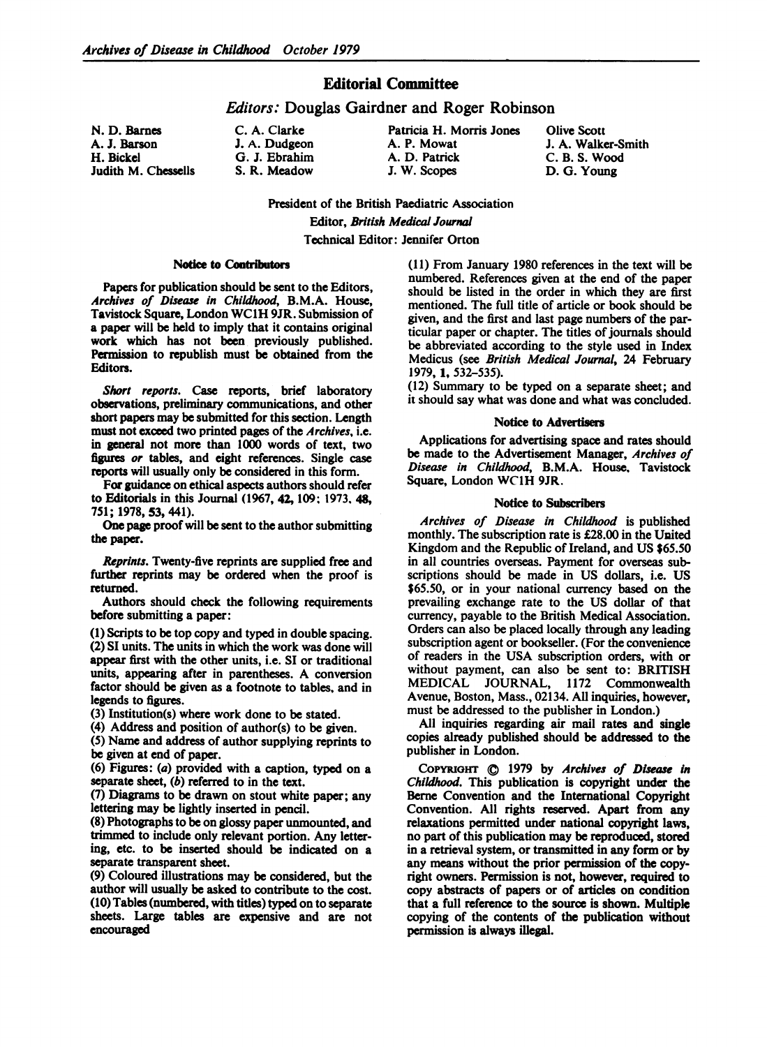# Editorial Committee

## *Editors:* Douglas Gairdner and Roger Robinson

| | | | |
|---|---|---|---|
| N. D. Barnes | C. A. Clarke | Patricia H. Morris Jones | Olive Scott |
| A. J. Barson | J. A. Dudgeon | A. P. Mowat | J. A. Walker-Smith |
| H. Bickel | G. J. Ebrahim | A. D. Patrick | C. B. S. Wood |
| Judith M. Chessells | S. R. Meadow | J. W. Scopes | D. G. Young |

President of the British Paediatric Association

Editor, *British Medical Journal*

Technical Editor: Jennifer Orton

### Notice to Contributors

Papers for publication should be sent to the Editors, *Archives of Disease in Childhood*, B.M.A. House, Tavistock Square, London WC1H 9JR. Submission of a paper will be held to imply that it contains original work which has not been previously published. Permission to republish must be obtained from the Editors.

*Short reports.* Case reports, brief laboratory observations, preliminary communications, and other short papers may be submitted for this section. Length must not exceed two printed pages of the *Archives*, i.e. in general not more than 1000 words of text, two figures *or* tables, and eight references. Single case reports will usually only be considered in this form.

For guidance on ethical aspects authors should refer to Editorials in this Journal (1967, **42**, 109; 1973, **48**, 751; 1978, **53**, 441).

One page proof will be sent to the author submitting the paper.

*Reprints.* Twenty-five reprints are supplied free and further reprints may be ordered when the proof is returned.

Authors should check the following requirements before submitting a paper:

(1) Scripts to be top copy and typed in double spacing.
(2) SI units. The units in which the work was done will appear first with the other units, i.e. SI or traditional units, appearing after in parentheses. A conversion factor should be given as a footnote to tables, and in legends to figures.
(3) Institution(s) where work done to be stated.
(4) Address and position of author(s) to be given.
(5) Name and address of author supplying reprints to be given at end of paper.
(6) Figures: (*a*) provided with a caption, typed on a separate sheet, (*b*) referred to in the text.
(7) Diagrams to be drawn on stout white paper; any lettering may be lightly inserted in pencil.
(8) Photographs to be on glossy paper unmounted, and trimmed to include only relevant portion. Any lettering, etc. to be inserted should be indicated on a separate transparent sheet.
(9) Coloured illustrations may be considered, but the author will usually be asked to contribute to the cost.
(10) Tables (numbered, with titles) typed on to separate sheets. Large tables are expensive and are not encouraged
(11) From January 1980 references in the text will be numbered. References given at the end of the paper should be listed in the order in which they are first mentioned. The full title of article or book should be given, and the first and last page numbers of the particular paper or chapter. The titles of journals should be abbreviated according to the style used in Index Medicus (see *British Medical Journal*, 24 February 1979, **1**, 532–535).
(12) Summary to be typed on a separate sheet; and it should say what was done and what was concluded.

### Notice to Advertisers

Applications for advertising space and rates should be made to the Advertisement Manager, *Archives of Disease in Childhood*, B.M.A. House, Tavistock Square, London WC1H 9JR.

### Notice to Subscribers

*Archives of Disease in Childhood* is published monthly. The subscription rate is £28.00 in the United Kingdom and the Republic of Ireland, and US $65.50 in all countries overseas. Payment for overseas subscriptions should be made in US dollars, i.e. US $65.50, or in your national currency based on the prevailing exchange rate to the US dollar of that currency, payable to the British Medical Association. Orders can also be placed locally through any leading subscription agent or bookseller. (For the convenience of readers in the USA subscription orders, with or without payment, can also be sent to: BRITISH MEDICAL JOURNAL, 1172 Commonwealth Avenue, Boston, Mass., 02134. All inquiries, however, must be addressed to the publisher in London.)

All inquiries regarding air mail rates and single copies already published should be addressed to the publisher in London.

COPYRIGHT © 1979 by *Archives of Disease in Childhood*. This publication is copyright under the Berne Convention and the International Copyright Convention. All rights reserved. Apart from any relaxations permitted under national copyright laws, no part of this publication may be reproduced, stored in a retrieval system, or transmitted in any form or by any means without the prior permission of the copyright owners. Permission is not, however, required to copy abstracts of papers or of articles on condition that a full reference to the source is shown. Multiple copying of the contents of the publication without permission is always illegal.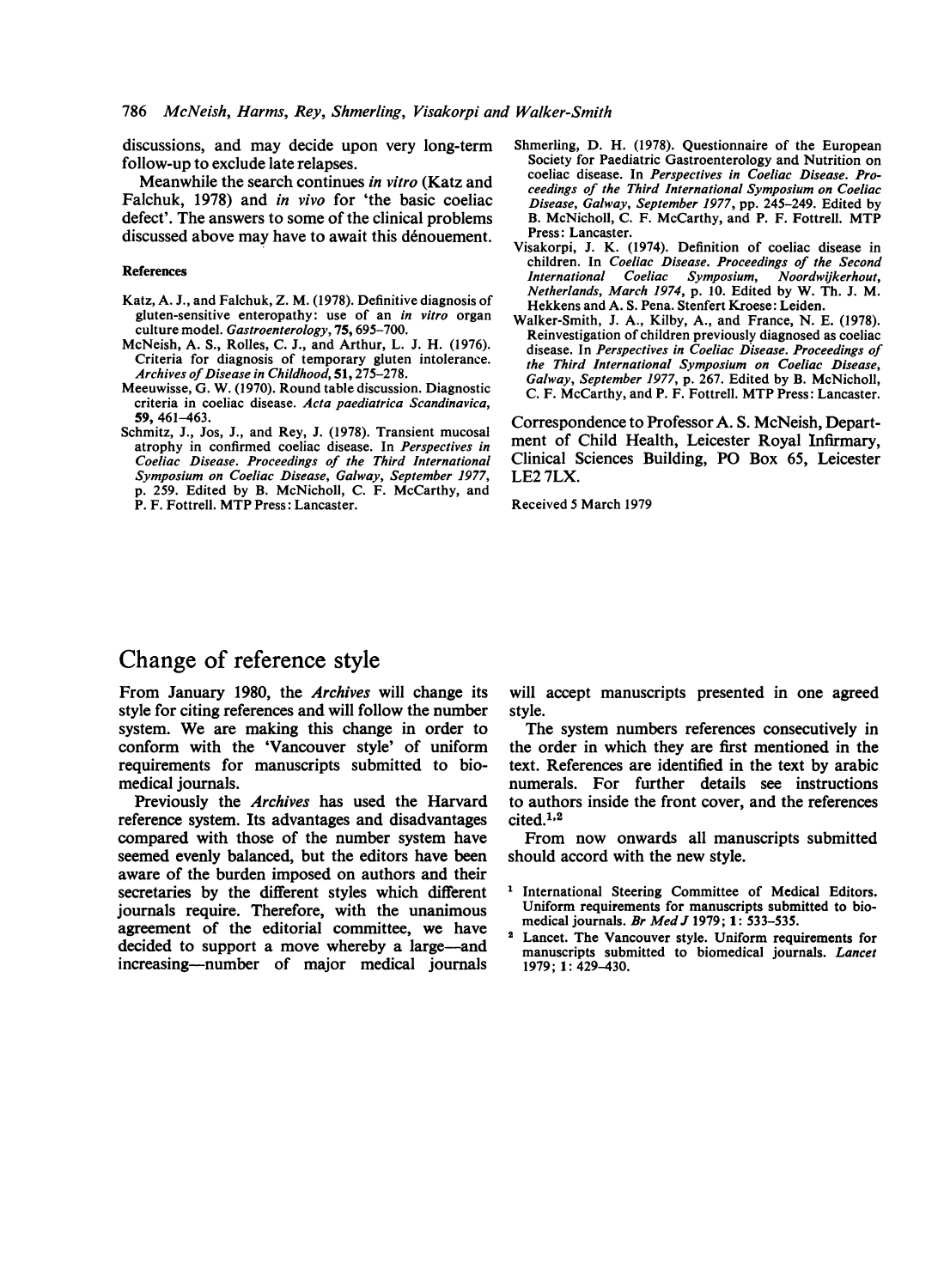discussions, and may decide upon very long-term follow-up to exclude late relapses.

Meanwhile the search continues *in vitro* (Katz and Falchuk, 1978) and *in vivo* for 'the basic coeliac defect'. The answers to some of the clinical problems discussed above may have to await this dénouement.

#### References

Katz, A. J., and Falchuk, Z. M. (1978). Definitive diagnosis of gluten-sensitive enteropathy: use of an *in vitro* organ culture model. *Gastroenterology*, **75**, 695–700.

McNeish, A. S., Rolles, C. J., and Arthur, L. J. H. (1976). Criteria for diagnosis of temporary gluten intolerance. *Archives of Disease in Childhood*, **51**, 275–278.

Meeuwisse, G. W. (1970). Round table discussion. Diagnostic criteria in coeliac disease. *Acta paediatrica Scandinavica*, **59**, 461–463.

Schmitz, J., Jos, J., and Rey, J. (1978). Transient mucosal atrophy in confirmed coeliac disease. In *Perspectives in Coeliac Disease. Proceedings of the Third International Symposium on Coeliac Disease, Galway, September 1977*, p. 259. Edited by B. McNicholl, C. F. McCarthy, and P. F. Fottrell. MTP Press: Lancaster.

Shmerling, D. H. (1978). Questionnaire of the European Society for Paediatric Gastroenterology and Nutrition on coeliac disease. In *Perspectives in Coeliac Disease. Proceedings of the Third International Symposium on Coeliac Disease, Galway, September 1977*, pp. 245–249. Edited by B. McNicholl, C. F. McCarthy, and P. F. Fottrell. MTP Press: Lancaster.

Visakorpi, J. K. (1974). Definition of coeliac disease in children. In *Coeliac Disease. Proceedings of the Second International Coeliac Symposium, Noordwijkerhout, Netherlands, March 1974*, p. 10. Edited by W. Th. J. M. Hekkens and A. S. Pena. Stenfert Kroese: Leiden.

Walker-Smith, J. A., Kilby, A., and France, N. E. (1978). Reinvestigation of children previously diagnosed as coeliac disease. In *Perspectives in Coeliac Disease. Proceedings of the Third International Symposium on Coeliac Disease, Galway, September 1977*, p. 267. Edited by B. McNicholl, C. F. McCarthy, and P. F. Fottrell. MTP Press: Lancaster.

Correspondence to Professor A. S. McNeish, Department of Child Health, Leicester Royal Infirmary, Clinical Sciences Building, PO Box 65, Leicester LE2 7LX.

Received 5 March 1979

# Change of reference style

From January 1980, the *Archives* will change its style for citing references and will follow the number system. We are making this change in order to conform with the 'Vancouver style' of uniform requirements for manuscripts submitted to biomedical journals.

Previously the *Archives* has used the Harvard reference system. Its advantages and disadvantages compared with those of the number system have seemed evenly balanced, but the editors have been aware of the burden imposed on authors and their secretaries by the different styles which different journals require. Therefore, with the unanimous agreement of the editorial committee, we have decided to support a move whereby a large—and increasing—number of major medical journals will accept manuscripts presented in one agreed style.

The system numbers references consecutively in the order in which they are first mentioned in the text. References are identified in the text by arabic numerals. For further details see instructions to authors inside the front cover, and the references cited.[1,2]

From now onwards all manuscripts submitted should accord with the new style.

[1] International Steering Committee of Medical Editors. Uniform requirements for manuscripts submitted to biomedical journals. *Br Med J* 1979; **1**: 533–535.

[2] Lancet. The Vancouver style. Uniform requirements for manuscripts submitted to biomedical journals. *Lancet* 1979; **1**: 429–430.